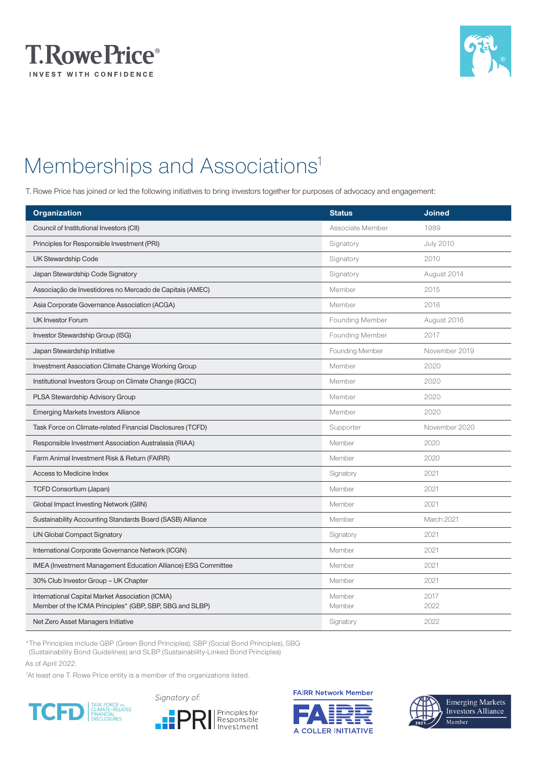# Memberships and Associations[1]

T. Rowe Price has joined or led the following initiatives to bring investors together for purposes of advocacy and engagement:

| Organization | Status | Joined |
|---|---|---|
| Council of Institutional Investors (CII) | Associate Member | 1989 |
| Principles for Responsible Investment (PRI) | Signatory | July 2010 |
| UK Stewardship Code | Signatory | 2010 |
| Japan Stewardship Code Signatory | Signatory | August 2014 |
| Associação de Investidores no Mercado de Capitais (AMEC) | Member | 2015 |
| Asia Corporate Governance Association (ACGA) | Member | 2016 |
| UK Investor Forum | Founding Member | August 2016 |
| Investor Stewardship Group (ISG) | Founding Member | 2017 |
| Japan Stewardship Initiative | Founding Member | November 2019 |
| Investment Association Climate Change Working Group | Member | 2020 |
| Institutional Investors Group on Climate Change (IIGCC) | Member | 2020 |
| PLSA Stewardship Advisory Group | Member | 2020 |
| Emerging Markets Investors Alliance | Member | 2020 |
| Task Force on Climate-related Financial Disclosures (TCFD) | Supporter | November 2020 |
| Responsible Investment Association Australasia (RIAA) | Member | 2020 |
| Farm Animal Investment Risk & Return (FAIRR) | Member | 2020 |
| Access to Medicine Index | Signatory | 2021 |
| TCFD Consortium (Japan) | Member | 2021 |
| Global Impact Investing Network (GIIN) | Member | 2021 |
| Sustainability Accounting Standards Board (SASB) Alliance | Member | March 2021 |
| UN Global Compact Signatory | Signatory | 2021 |
| International Corporate Governance Network (ICGN) | Member | 2021 |
| IMEA (Investment Management Education Alliance) ESG Committee | Member | 2021 |
| 30% Club Investor Group – UK Chapter | Member | 2021 |
| International Capital Market Association (ICMA)<br>Member of the ICMA Principles* (GBP, SBP, SBG and SLBP) | Member<br>Member | 2017<br>2022 |
| Net Zero Asset Managers Initiative | Signatory | 2022 |

*The Principles include GBP (Green Bond Principles), SBP (Social Bond Principles), SBG (Sustainability Bond Guidelines) and SLBP (Sustainability-Linked Bond Principles)

As of April 2022.

[1]At least one T. Rowe Price entity is a member of the organizations listed.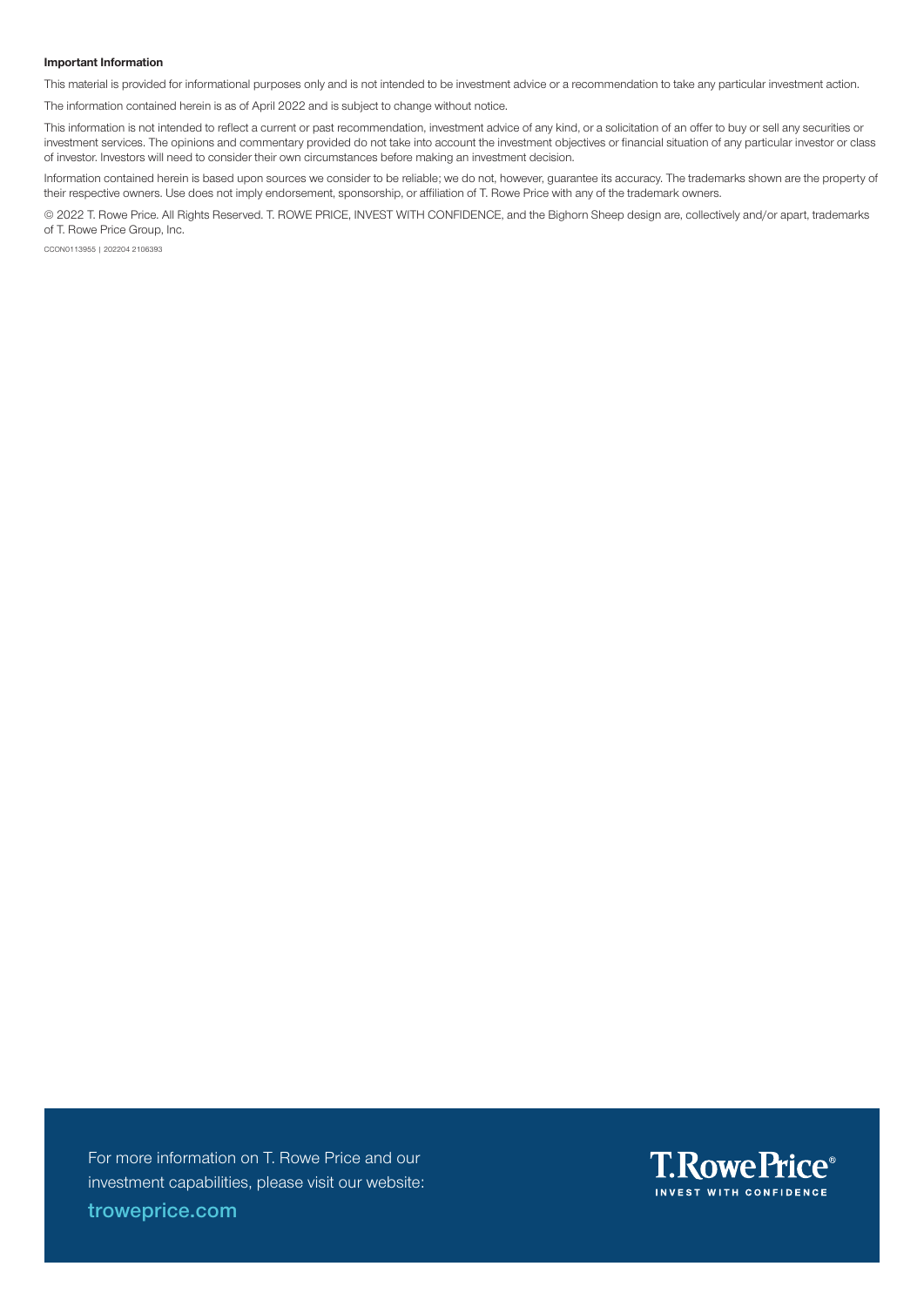**Important Information**

This material is provided for informational purposes only and is not intended to be investment advice or a recommendation to take any particular investment action.

The information contained herein is as of April 2022 and is subject to change without notice.

This information is not intended to reflect a current or past recommendation, investment advice of any kind, or a solicitation of an offer to buy or sell any securities or investment services. The opinions and commentary provided do not take into account the investment objectives or financial situation of any particular investor or class of investor. Investors will need to consider their own circumstances before making an investment decision.

Information contained herein is based upon sources we consider to be reliable; we do not, however, guarantee its accuracy. The trademarks shown are the property of their respective owners. Use does not imply endorsement, sponsorship, or affiliation of T. Rowe Price with any of the trademark owners.

© 2022 T. Rowe Price. All Rights Reserved. T. ROWE PRICE, INVEST WITH CONFIDENCE, and the Bighorn Sheep design are, collectively and/or apart, trademarks of T. Rowe Price Group, Inc.

CCON0113955 | 202204 2106393

For more information on T. Rowe Price and our investment capabilities, please visit our website:

troweprice.com

T.RowePrice®

INVEST WITH CONFIDENCE